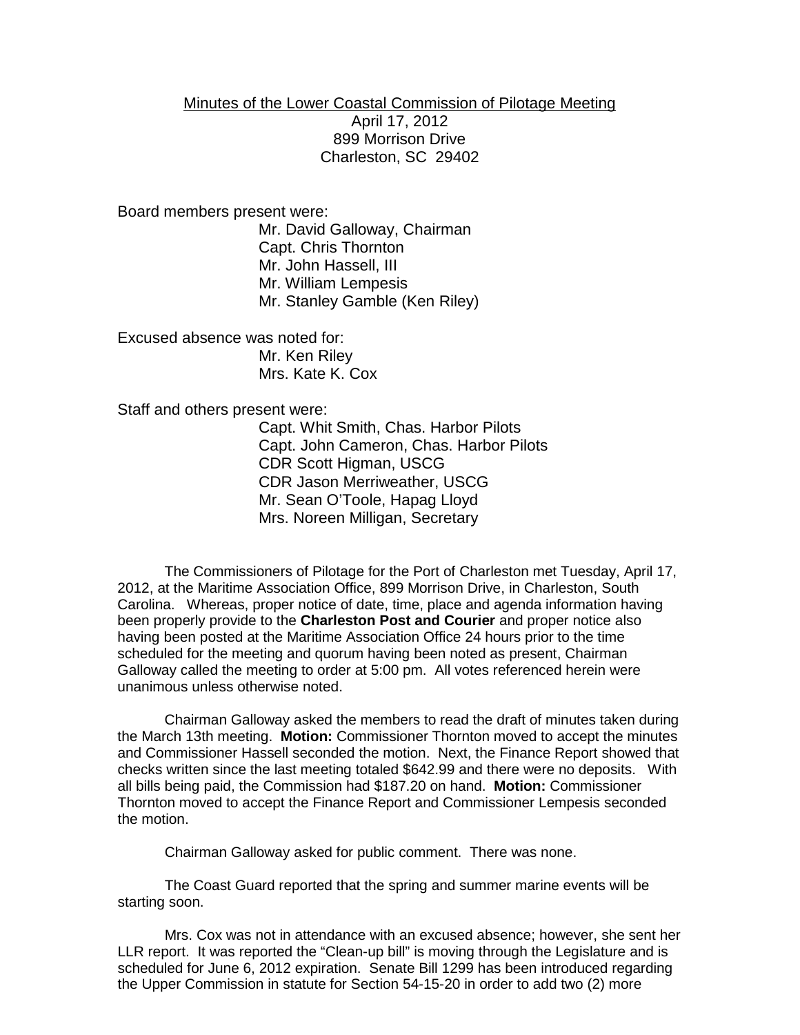Minutes of the Lower Coastal Commission of Pilotage Meeting
April 17, 2012
899 Morrison Drive
Charleston, SC 29402

Board members present were:

- Mr. David Galloway, Chairman
- Capt. Chris Thornton
- Mr. John Hassell, III
- Mr. William Lempesis
- Mr. Stanley Gamble (Ken Riley)

Excused absence was noted for:

- Mr. Ken Riley
- Mrs. Kate K. Cox

Staff and others present were:

- Capt. Whit Smith, Chas. Harbor Pilots
- Capt. John Cameron, Chas. Harbor Pilots
- CDR Scott Higman, USCG
- CDR Jason Merriweather, USCG
- Mr. Sean O'Toole, Hapag Lloyd
- Mrs. Noreen Milligan, Secretary

The Commissioners of Pilotage for the Port of Charleston met Tuesday, April 17, 2012, at the Maritime Association Office, 899 Morrison Drive, in Charleston, South Carolina. Whereas, proper notice of date, time, place and agenda information having been properly provide to the **Charleston Post and Courier** and proper notice also having been posted at the Maritime Association Office 24 hours prior to the time scheduled for the meeting and quorum having been noted as present, Chairman Galloway called the meeting to order at 5:00 pm. All votes referenced herein were unanimous unless otherwise noted.

Chairman Galloway asked the members to read the draft of minutes taken during the March 13th meeting. **Motion:** Commissioner Thornton moved to accept the minutes and Commissioner Hassell seconded the motion. Next, the Finance Report showed that checks written since the last meeting totaled $642.99 and there were no deposits. With all bills being paid, the Commission had $187.20 on hand. **Motion:** Commissioner Thornton moved to accept the Finance Report and Commissioner Lempesis seconded the motion.

Chairman Galloway asked for public comment. There was none.

The Coast Guard reported that the spring and summer marine events will be starting soon.

Mrs. Cox was not in attendance with an excused absence; however, she sent her LLR report. It was reported the "Clean-up bill" is moving through the Legislature and is scheduled for June 6, 2012 expiration. Senate Bill 1299 has been introduced regarding the Upper Commission in statute for Section 54-15-20 in order to add two (2) more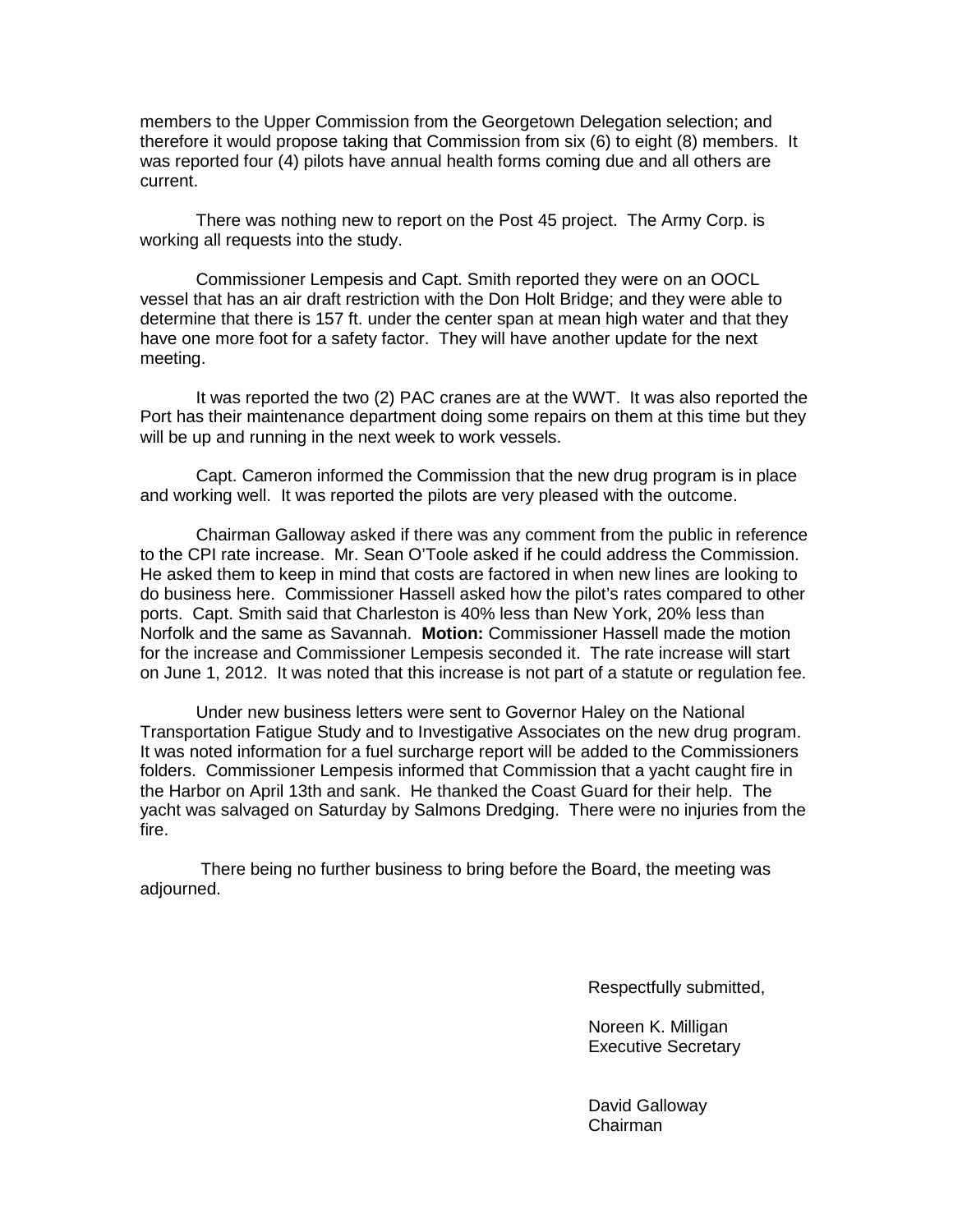members to the Upper Commission from the Georgetown Delegation selection; and therefore it would propose taking that Commission from six (6) to eight (8) members. It was reported four (4) pilots have annual health forms coming due and all others are current.

There was nothing new to report on the Post 45 project. The Army Corp. is working all requests into the study.

Commissioner Lempesis and Capt. Smith reported they were on an OOCL vessel that has an air draft restriction with the Don Holt Bridge; and they were able to determine that there is 157 ft. under the center span at mean high water and that they have one more foot for a safety factor. They will have another update for the next meeting.

It was reported the two (2) PAC cranes are at the WWT. It was also reported the Port has their maintenance department doing some repairs on them at this time but they will be up and running in the next week to work vessels.

Capt. Cameron informed the Commission that the new drug program is in place and working well. It was reported the pilots are very pleased with the outcome.

Chairman Galloway asked if there was any comment from the public in reference to the CPI rate increase. Mr. Sean O'Toole asked if he could address the Commission. He asked them to keep in mind that costs are factored in when new lines are looking to do business here. Commissioner Hassell asked how the pilot's rates compared to other ports. Capt. Smith said that Charleston is 40% less than New York, 20% less than Norfolk and the same as Savannah. **Motion:** Commissioner Hassell made the motion for the increase and Commissioner Lempesis seconded it. The rate increase will start on June 1, 2012. It was noted that this increase is not part of a statute or regulation fee.

Under new business letters were sent to Governor Haley on the National Transportation Fatigue Study and to Investigative Associates on the new drug program. It was noted information for a fuel surcharge report will be added to the Commissioners folders. Commissioner Lempesis informed that Commission that a yacht caught fire in the Harbor on April 13th and sank. He thanked the Coast Guard for their help. The yacht was salvaged on Saturday by Salmons Dredging. There were no injuries from the fire.

There being no further business to bring before the Board, the meeting was adjourned.

Respectfully submitted,

Noreen K. Milligan
Executive Secretary

David Galloway
Chairman